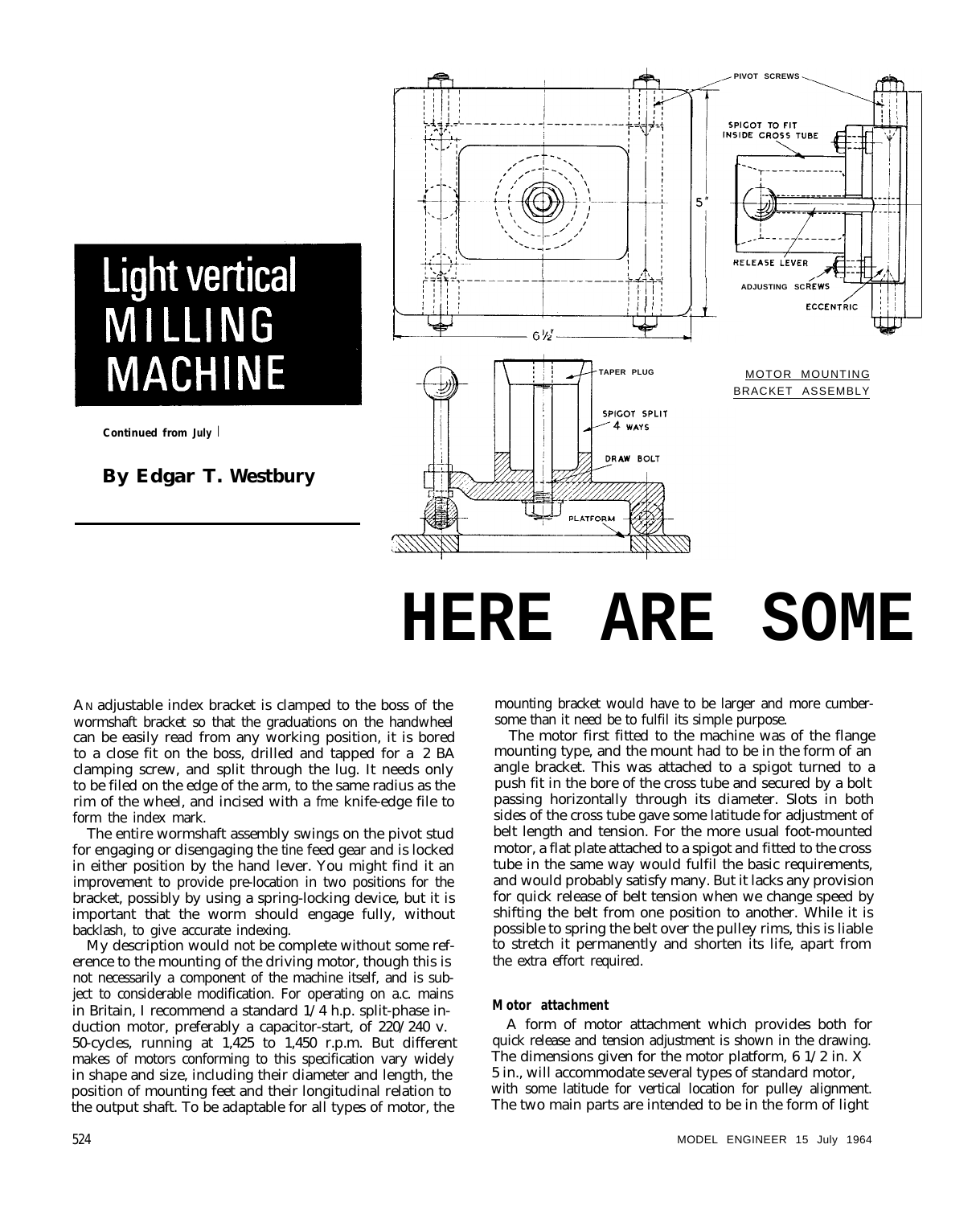# Light vertical MILLING MACHINE

**Continued from July 1**

**By Edgar T. Westbury**

# HERE ARE SOME

MOTOR MOUNTING BRACKET ASSEMBLY

AN adjustable index bracket is clamped to the boss of the wormshaft bracket so that the graduations on the handwheel can be easily read from any working position, it is bored to a close fit on the boss, drilled and tapped for a 2 BA clamping screw, and split through the lug. It needs only to be filed on the edge of the arm, to the same radius as the rim of the wheel, and incised with a fme knife-edge file to form the index mark.

The entire wormshaft assembly swings on the pivot stud for engaging or disengaging the tine feed gear and is locked in either position by the hand lever. You might find it an improvement to provide pre-location in two positions for the bracket, possibly by using a spring-locking device, but it is important that the worm should engage fully, without backlash, to give accurate indexing.

My description would not be complete without some reference to the mounting of the driving motor, though this is not necessarily a component of the machine itself, and is subject to considerable modification. For operating on a.c. mains in Britain, I recommend a standard 1/4 h.p. split-phase induction motor, preferably a capacitor-start, of 220/240 v. 50-cycles, running at 1,425 to 1,450 r.p.m. But different makes of motors conforming to this specification vary widely in shape and size, including their diameter and length, the position of mounting feet and their longitudinal relation to the output shaft. To be adaptable for all types of motor, the mounting bracket would have to be larger and more cumbersome than it need be to fulfil its simple purpose.

The motor first fitted to the machine was of the flange mounting type, and the mount had to be in the form of an angle bracket. This was attached to a spigot turned to a push fit in the bore of the cross tube and secured by a bolt passing horizontally through its diameter. Slots in both sides of the cross tube gave some latitude for adjustment of belt length and tension. For the more usual foot-mounted motor, a flat plate attached to a spigot and fitted to the cross tube in the same way would fulfil the basic requirements, and would probably satisfy many. But it lacks any provision for quick release of belt tension when we change speed by shifting the belt from one position to another. While it is possible to spring the belt over the pulley rims, this is liable to stretch it permanently and shorten its life, apart from the extra effort required.

### Motor attachment

A form of motor attachment which provides both for quick release and tension adjustment is shown in the drawing. The dimensions given for the motor platform, 6 1/2 in. X 5 in., will accommodate several types of standard motor, with some latitude for vertical location for pulley alignment. The two main parts are intended to be in the form of light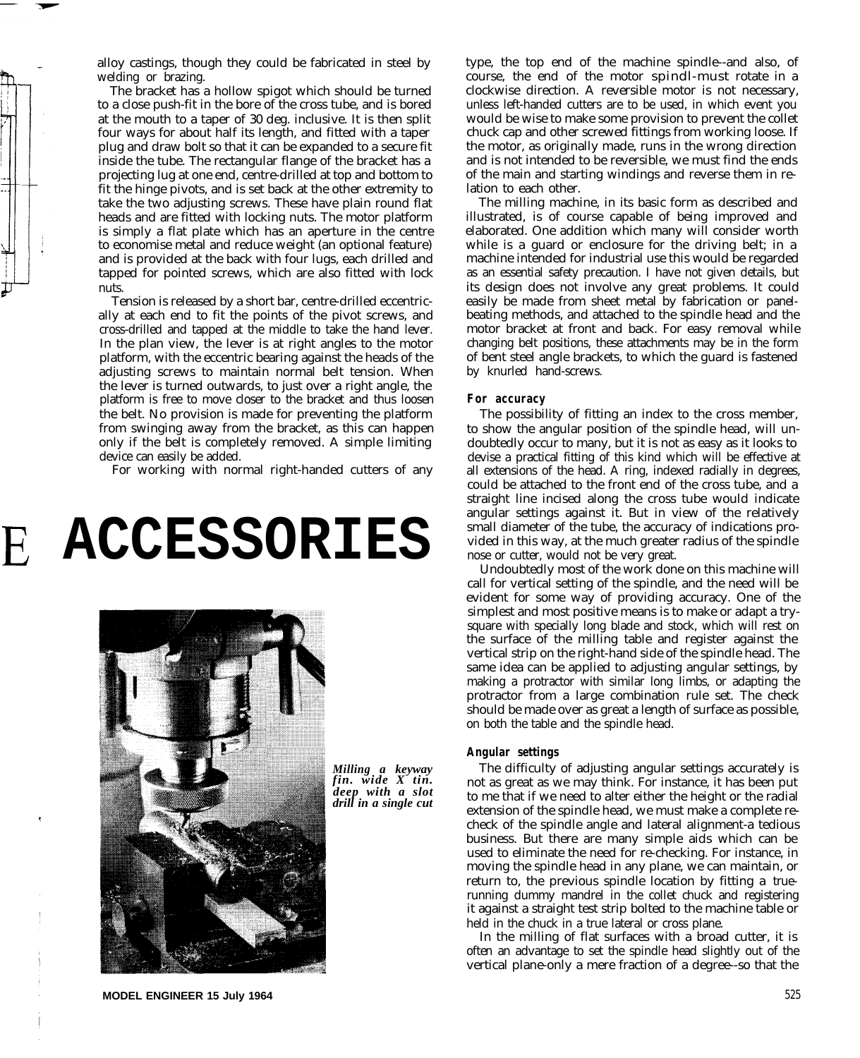alloy castings, though they could be fabricated in steel by welding or brazing.

The bracket has a hollow spigot which should be turned to a close push-fit in the bore of the cross tube, and is bored at the mouth to a taper of 30 deg. inclusive. It is then split four ways for about half its length, and fitted with a taper plug and draw bolt so that it can be expanded to a secure fit inside the tube. The rectangular flange of the bracket has a projecting lug at one end, centre-drilled at top and bottom to fit the hinge pivots, and is set back at the other extremity to take the two adjusting screws. These have plain round flat heads and are fitted with locking nuts. The motor platform is simply a flat plate which has an aperture in the centre to economise metal and reduce weight (an optional feature) and is provided at the back with four lugs, each drilled and tapped for pointed screws, which are also fitted with lock nuts.

Tension is released by a short bar, centre-drilled eccentrically at each end to fit the points of the pivot screws, and cross-drilled and tapped at the middle to take the hand lever. In the plan view, the lever is at right angles to the motor platform, with the eccentric bearing against the heads of the adjusting screws to maintain normal belt tension. When the lever is turned outwards, to just over a right angle, the platform is free to move closer to the bracket and thus loosen the belt. No provision is made for preventing the platform from swinging away from the bracket, as this can happen only if the belt is completely removed. A simple limiting device can easily be added.

For working with normal right-handed cutters of any

# E ACCESSORIES

*Milling a keyway fin. wide X tin. deep with a slot drill in a single cut*

type, the top end of the machine spindle--and also, of course, the end of the motor spindl-must rotate in a clockwise direction. A reversible motor is not necessary, unless left-handed cutters are to be used, in which event you would be wise to make some provision to prevent the collet chuck cap and other screwed fittings from working loose. If the motor, as originally made, runs in the wrong direction and is not intended to be reversible, we must find the ends of the main and starting windings and reverse them in relation to each other.

The milling machine, in its basic form as described and illustrated, is of course capable of being improved and elaborated. One addition which many will consider worth while is a guard or enclosure for the driving belt; in a machine intended for industrial use this would be regarded as an essential safety precaution. I have not given details, but its design does not involve any great problems. It could easily be made from sheet metal by fabrication or panel-beating methods, and attached to the spindle head and the motor bracket at front and back. For easy removal while changing belt positions, these attachments may be in the form of bent steel angle brackets, to which the guard is fastened by knurled hand-screws.

#### For accuracy

The possibility of fitting an index to the cross member, to show the angular position of the spindle head, will undoubtedly occur to many, but it is not as easy as it looks to devise a practical fitting of this kind which will be effective at all extensions of the head. A ring, indexed radially in degrees, could be attached to the front end of the cross tube, and a straight line incised along the cross tube would indicate angular settings against it. But in view of the relatively small diameter of the tube, the accuracy of indications provided in this way, at the much greater radius of the spindle nose or cutter, would not be very great.

Undoubtedly most of the work done on this machine will call for vertical setting of the spindle, and the need will be evident for some way of providing accuracy. One of the simplest and most positive means is to make or adapt a try-square with specially long blade and stock, which will rest on the surface of the milling table and register against the vertical strip on the right-hand side of the spindle head. The same idea can be applied to adjusting angular settings, by making a protractor with similar long limbs, or adapting the protractor from a large combination rule set. The check should be made over as great a length of surface as possible, on both the table and the spindle head.

#### Angular settings

The difficulty of adjusting angular settings accurately is not as great as we may think. For instance, it has been put to me that if we need to alter either the height or the radial extension of the spindle head, we must make a complete re-check of the spindle angle and lateral alignment-a tedious business. But there are many simple aids which can be used to eliminate the need for re-checking. For instance, in moving the spindle head in any plane, we can maintain, or return to, the previous spindle location by fitting a true-running dummy mandrel in the collet chuck and registering it against a straight test strip bolted to the machine table or held in the chuck in a true lateral or cross plane.

In the milling of flat surfaces with a broad cutter, it is often an advantage to set the spindle head slightly out of the vertical plane-only a mere fraction of a degree--so that the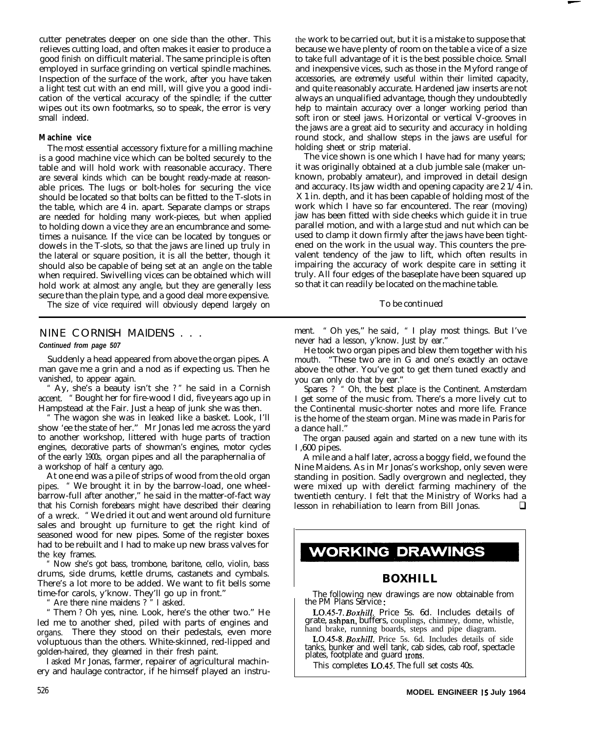cutter penetrates deeper on one side than the other. This relieves cutting load, and often makes it easier to produce a good finish on difficult material. The same principle is often employed in surface grinding on vertical spindle machines. Inspection of the surface of the work, after you have taken a light test cut with an end mill, will give you a good indication of the vertical accuracy of the spindle; if the cutter wipes out its own footmarks, so to speak, the error is very small indeed.

### Machine vice

The most essential accessory fixture for a milling machine is a good machine vice which can be bolted securely to the table and will hold work with reasonable accuracy. There are several kinds which can be bought ready-made at reasonable prices. The lugs or bolt-holes for securing the vice should be located so that bolts can be fitted to the T-slots in the table, which are 4 in. apart. Separate clamps or straps are needed for holding many work-pieces, but when applied to holding down a vice they are an encumbrance and sometimes a nuisance. If the vice can be located by tongues or dowels in the T-slots, so that the jaws are lined up truly in the lateral or square position, it is all the better, though it should also be capable of being set at an angle on the table when required. Swivelling vices can be obtained which will hold work at almost any angle, but they are generally less secure than the plain type, and a good deal more expensive.

The size of vice required will obviously depend largely on the work to be carried out, but it is a mistake to suppose that because we have plenty of room on the table a vice of a size to take full advantage of it is the best possible choice. Small and inexpensive vices, such as those in the Myford range of accessories, are extremely useful within their limited capacity, and quite reasonably accurate. Hardened jaw inserts are not always an unqualified advantage, though they undoubtedly help to maintain accuracy over a longer working period than soft iron or steel jaws. Horizontal or vertical V-grooves in the jaws are a great aid to security and accuracy in holding round stock, and shallow steps in the jaws are useful for holding sheet or strip material.

The vice shown is one which I have had for many years; it was originally obtained at a club jumble sale (maker unknown, probably amateur), and improved in detail design and accuracy. Its jaw width and opening capacity are 2 1/4 in. X 1 in. depth, and it has been capable of holding most of the work which I have so far encountered. The rear (moving) jaw has been fitted with side cheeks which guide it in true parallel motion, and with a large stud and nut which can be used to clamp it down firmly after the jaws have been tightened on the work in the usual way. This counters the prevalent tendency of the jaw to lift, which often results in impairing the accuracy of work despite care in setting it truly. All four edges of the baseplate have been squared up so that it can readily be located on the machine table.

*To be continued*

---

## NINE CORNISH MAIDENS . . .

***Continued from page 507***

Suddenly a head appeared from above the organ pipes. A man gave me a grin and a nod as if expecting us. Then he vanished, to appear again.

" Ay, she's a beauty isn't she ? " he said in a Cornish accent. " Bought her for fire-wood I did, five years ago up in Hampstead at the Fair. Just a heap of junk she was then.

" The wagon she was in leaked like a basket. Look, I'll show 'ee the state of her." Mr Jonas led me across the yard to another workshop, littered with huge parts of traction engines, decorative parts of showman's engines, motor cycles of the early 1900s, organ pipes and all the paraphernalia of a workshop of half a century ago.

At one end was a pile of strips of wood from the old organ pipes. " We brought it in by the barrow-load, one wheelbarrow-full after another," he said in the matter-of-fact way that his Cornish forebears might have described their clearing of a wreck. " We dried it out and went around old furniture sales and brought up furniture to get the right kind of seasoned wood for new pipes. Some of the register boxes had to be rebuilt and I had to make up new brass valves for the key frames.

" Now she's got bass, trombone, baritone, cello, violin, bass drums, side drums, kettle drums, castanets and cymbals. There's a lot more to be added. We want to fit bells some time-for carols, y'know. They'll go up in front."

" Are there nine maidens ? " I asked.

" Them ? Oh yes, nine. Look, here's the other two." He led me to another shed, piled with parts of engines and organs. There they stood on their pedestals, even more voluptuous than the others. White-skinned, red-lipped and golden-haired, they gleamed in their fresh paint.

I asked Mr Jonas, farmer, repairer of agricultural machinery and haulage contractor, if he himself played an instrument. " Oh yes," he said, " I play most things. But I've never had a lesson, y'know. Just by ear."

He took two organ pipes and blew them together with his mouth. "These two are in G and one's exactly an octave above the other. You've got to get them tuned exactly and you can only do that by ear."

Spares ? " Oh, the best place is the Continent. Amsterdam I get some of the music from. There's a more lively cut to the Continental music-shorter notes and more life. France is the home of the steam organ. Mine was made in Paris for a dance hall."

The organ paused again and started on a new tune with its 1,600 pipes.

A mile and a half later, across a boggy field, we found the Nine Maidens. As in Mr Jonas's workshop, only seven were standing in position. Sadly overgrown and neglected, they were mixed up with derelict farming machinery of the twentieth century. I felt that the Ministry of Works had a lesson in rehabiliation to learn from Bill Jonas. ❑

---

# WORKING DRAWINGS

## BOXHILL

The following new drawings are now obtainable from the PM Plans Service:

**LO.45-7.** *Boxhill.* Price 5s. 6d. Includes details of grate, ashpan, buffers, couplings, chimney, dome, whistle, hand brake, running boards, steps and pipe diagram.

**LO.45-8.** *Boxhill.* Price 5s. 6d. Includes details of side tanks, bunker and well tank, cab sides, cab roof, spectacle plates, footplate and guard irons.

This completes **LO.45.** The full set costs 40s.